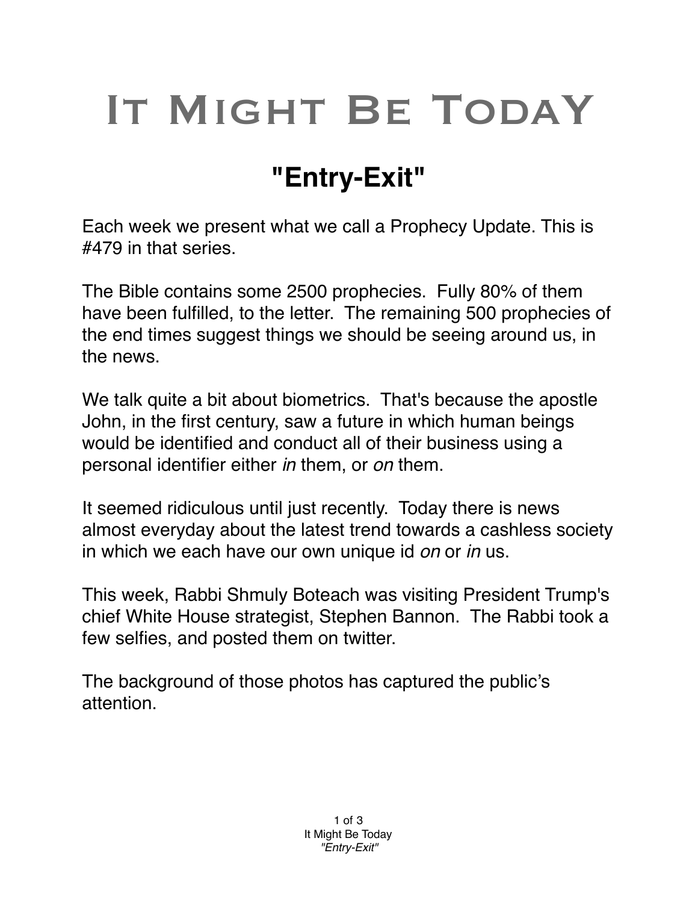# It Might Be Today

## "Entry-Exit"

Each week we present what we call a Prophecy Update. This is #479 in that series.

The Bible contains some 2500 prophecies. Fully 80% of them have been fulfilled, to the letter. The remaining 500 prophecies of the end times suggest things we should be seeing around us, in the news.

We talk quite a bit about biometrics. That's because the apostle John, in the first century, saw a future in which human beings would be identified and conduct all of their business using a personal identifier either *in* them, or *on* them.

It seemed ridiculous until just recently. Today there is news almost everyday about the latest trend towards a cashless society in which we each have our own unique id *on* or *in* us.

This week, Rabbi Shmuly Boteach was visiting President Trump's chief White House strategist, Stephen Bannon. The Rabbi took a few selfies, and posted them on twitter.

The background of those photos has captured the public's attention.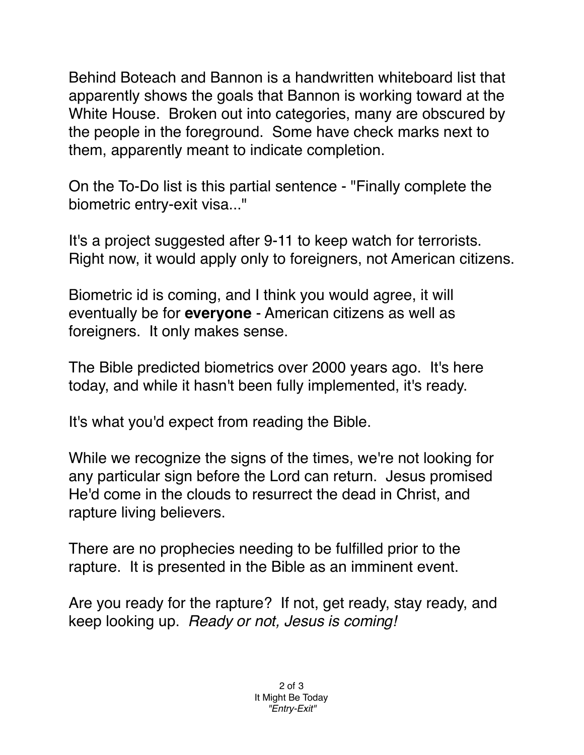Behind Boteach and Bannon is a handwritten whiteboard list that apparently shows the goals that Bannon is working toward at the White House.  Broken out into categories, many are obscured by the people in the foreground.  Some have check marks next to them, apparently meant to indicate completion.

On the To-Do list is this partial sentence - "Finally complete the biometric entry-exit visa..."

It's a project suggested after 9-11 to keep watch for terrorists. Right now, it would apply only to foreigners, not American citizens.

Biometric id is coming, and I think you would agree, it will eventually be for **everyone** - American citizens as well as foreigners.  It only makes sense.

The Bible predicted biometrics over 2000 years ago.  It's here today, and while it hasn't been fully implemented, it's ready.

It's what you'd expect from reading the Bible.

While we recognize the signs of the times, we're not looking for any particular sign before the Lord can return.  Jesus promised He'd come in the clouds to resurrect the dead in Christ, and rapture living believers.

There are no prophecies needing to be fulfilled prior to the rapture.  It is presented in the Bible as an imminent event.

Are you ready for the rapture?  If not, get ready, stay ready, and keep looking up.  *Ready or not, Jesus is coming!*